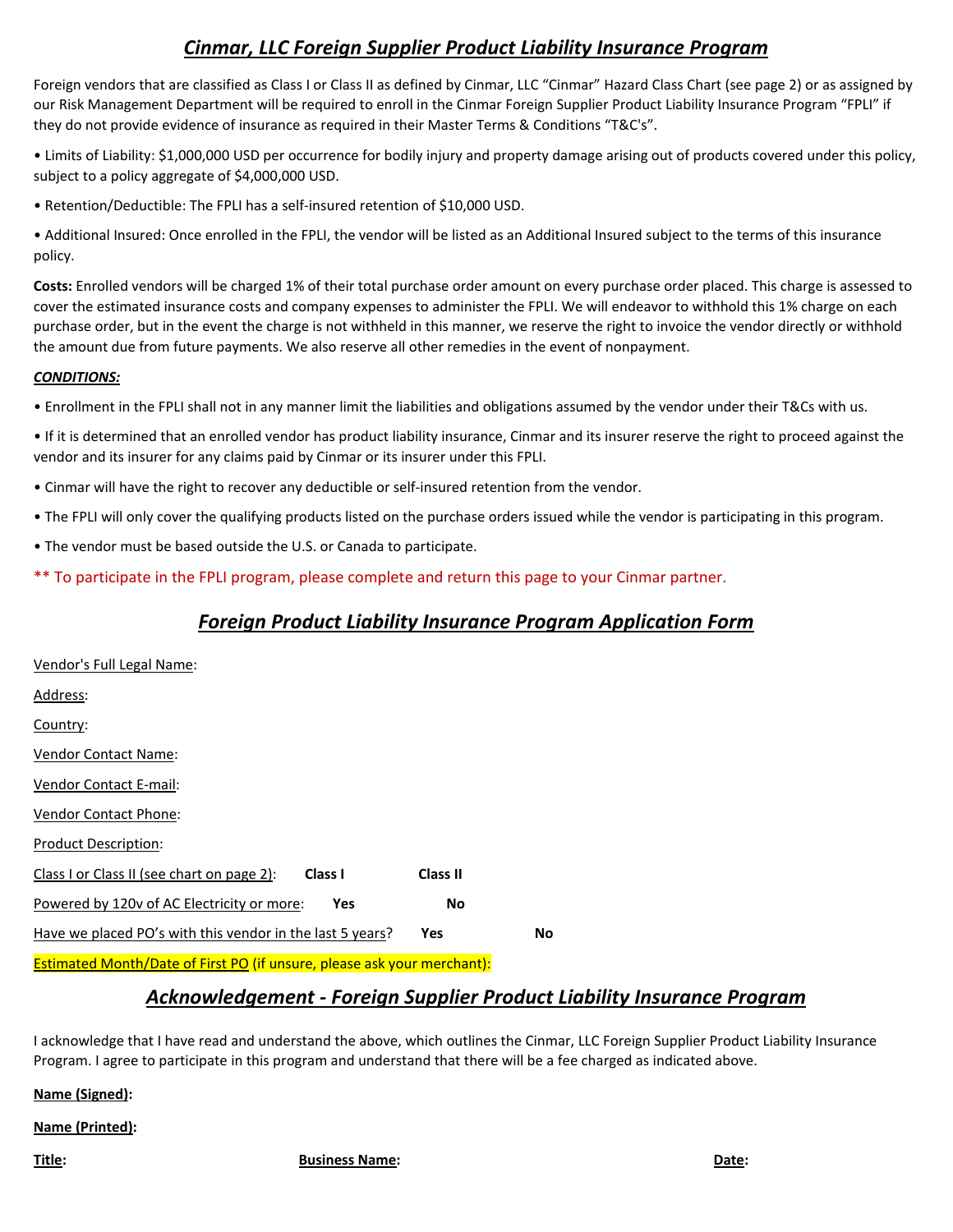# *Cinmar, LLC Foreign Supplier Product Liability Insurance Program*

Foreign vendors that are classified as Class I or Class II as defined by Cinmar, LLC "Cinmar" Hazard Class Chart (see page 2) or as assigned by our Risk Management Department will be required to enroll in the Cinmar Foreign Supplier Product Liability Insurance Program "FPLI" if they do not provide evidence of insurance as required in their Master Terms & Conditions "T&C's".

• Limits of Liability: $1,000,000 USD per occurrence for bodily injury and property damage arising out of products covered under this policy, subject to a policy aggregate of $4,000,000 USD.

• Retention/Deductible: The FPLI has a self-insured retention of $10,000 USD.

• Additional Insured: Once enrolled in the FPLI, the vendor will be listed as an Additional Insured subject to the terms of this insurance policy.

**Costs:** Enrolled vendors will be charged 1% of their total purchase order amount on every purchase order placed. This charge is assessed to cover the estimated insurance costs and company expenses to administer the FPLI. We will endeavor to withhold this 1% charge on each purchase order, but in the event the charge is not withheld in this manner, we reserve the right to invoice the vendor directly or withhold the amount due from future payments. We also reserve all other remedies in the event of nonpayment.

***CONDITIONS:***

• Enrollment in the FPLI shall not in any manner limit the liabilities and obligations assumed by the vendor under their T&Cs with us.

• If it is determined that an enrolled vendor has product liability insurance, Cinmar and its insurer reserve the right to proceed against the vendor and its insurer for any claims paid by Cinmar or its insurer under this FPLI.

• Cinmar will have the right to recover any deductible or self-insured retention from the vendor.

• The FPLI will only cover the qualifying products listed on the purchase orders issued while the vendor is participating in this program.

• The vendor must be based outside the U.S. or Canada to participate.

** To participate in the FPLI program, please complete and return this page to your Cinmar partner.

## *Foreign Product Liability Insurance Program Application Form*

Vendor's Full Legal Name:

Address:

Country:

Vendor Contact Name:

Vendor Contact E-mail:

Vendor Contact Phone:

Product Description:

Class I or Class II (see chart on page 2): **Class I** **Class II**

Powered by 120v of AC Electricity or more: **Yes** **No**

Have we placed PO's with this vendor in the last 5 years? **Yes** **No**

Estimated Month/Date of First PO (if unsure, please ask your merchant):

## *Acknowledgement - Foreign Supplier Product Liability Insurance Program*

I acknowledge that I have read and understand the above, which outlines the Cinmar, LLC Foreign Supplier Product Liability Insurance Program. I agree to participate in this program and understand that there will be a fee charged as indicated above.

**Name (Signed):**

**Name (Printed):**

**Title:** **Business Name:** **Date:**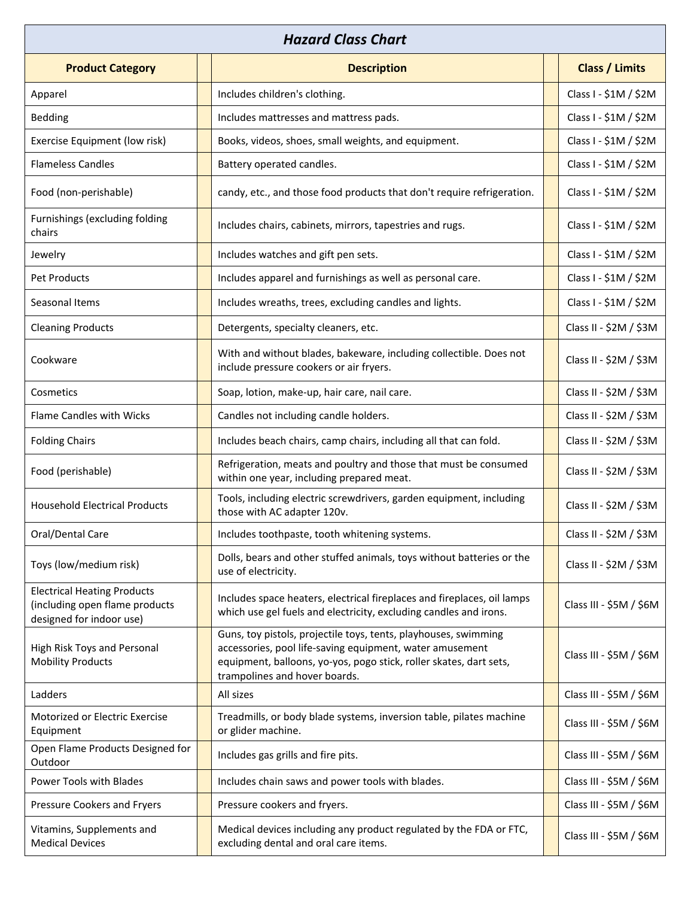# *Hazard Class Chart*

| Product Category | Description | Class / Limits |
|---|---|---|
| Apparel | Includes children's clothing. | Class I - $1M / $2M |
| Bedding | Includes mattresses and mattress pads. | Class I - $1M / $2M |
| Exercise Equipment (low risk) | Books, videos, shoes, small weights, and equipment. | Class I - $1M / $2M |
| Flameless Candles | Battery operated candles. | Class I - $1M / $2M |
| Food (non-perishable) | candy, etc., and those food products that don't require refrigeration. | Class I - $1M / $2M |
| Furnishings (excluding folding chairs | Includes chairs, cabinets, mirrors, tapestries and rugs. | Class I - $1M / $2M |
| Jewelry | Includes watches and gift pen sets. | Class I - $1M / $2M |
| Pet Products | Includes apparel and furnishings as well as personal care. | Class I - $1M / $2M |
| Seasonal Items | Includes wreaths, trees, excluding candles and lights. | Class I - $1M / $2M |
| Cleaning Products | Detergents, specialty cleaners, etc. | Class II - $2M / $3M |
| Cookware | With and without blades, bakeware, including collectible. Does not include pressure cookers or air fryers. | Class II - $2M / $3M |
| Cosmetics | Soap, lotion, make-up, hair care, nail care. | Class II - $2M / $3M |
| Flame Candles with Wicks | Candles not including candle holders. | Class II - $2M / $3M |
| Folding Chairs | Includes beach chairs, camp chairs, including all that can fold. | Class II - $2M / $3M |
| Food (perishable) | Refrigeration, meats and poultry and those that must be consumed within one year, including prepared meat. | Class II - $2M / $3M |
| Household Electrical Products | Tools, including electric screwdrivers, garden equipment, including those with AC adapter 120v. | Class II - $2M / $3M |
| Oral/Dental Care | Includes toothpaste, tooth whitening systems. | Class II - $2M / $3M |
| Toys (low/medium risk) | Dolls, bears and other stuffed animals, toys without batteries or the use of electricity. | Class II - $2M / $3M |
| Electrical Heating Products (including open flame products designed for indoor use) | Includes space heaters, electrical fireplaces and fireplaces, oil lamps which use gel fuels and electricity, excluding candles and irons. | Class III - $5M / $6M |
| High Risk Toys and Personal Mobility Products | Guns, toy pistols, projectile toys, tents, playhouses, swimming accessories, pool life-saving equipment, water amusement equipment, balloons, yo-yos, pogo stick, roller skates, dart sets, trampolines and hover boards. | Class III - $5M / $6M |
| Ladders | All sizes | Class III - $5M / $6M |
| Motorized or Electric Exercise Equipment | Treadmills, or body blade systems, inversion table, pilates machine or glider machine. | Class III - $5M / $6M |
| Open Flame Products Designed for Outdoor | Includes gas grills and fire pits. | Class III - $5M / $6M |
| Power Tools with Blades | Includes chain saws and power tools with blades. | Class III - $5M / $6M |
| Pressure Cookers and Fryers | Pressure cookers and fryers. | Class III - $5M / $6M |
| Vitamins, Supplements and Medical Devices | Medical devices including any product regulated by the FDA or FTC, excluding dental and oral care items. | Class III - $5M / $6M |